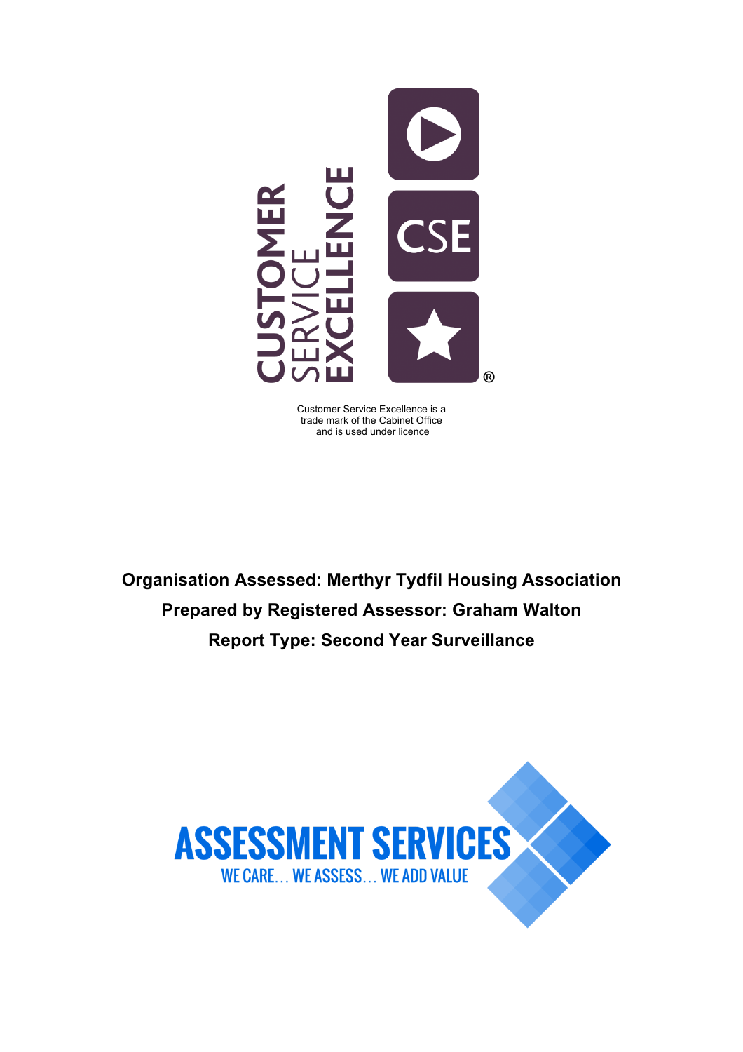CUSTOMER SERVICE EXCELLENCE

CSE ®

Customer Service Excellence is a trade mark of the Cabinet Office and is used under licence

**Organisation Assessed: Merthyr Tydfil Housing Association**

**Prepared by Registered Assessor: Graham Walton**

**Report Type: Second Year Surveillance**

ASSESSMENT SERVICES

WE CARE… WE ASSESS… WE ADD VALUE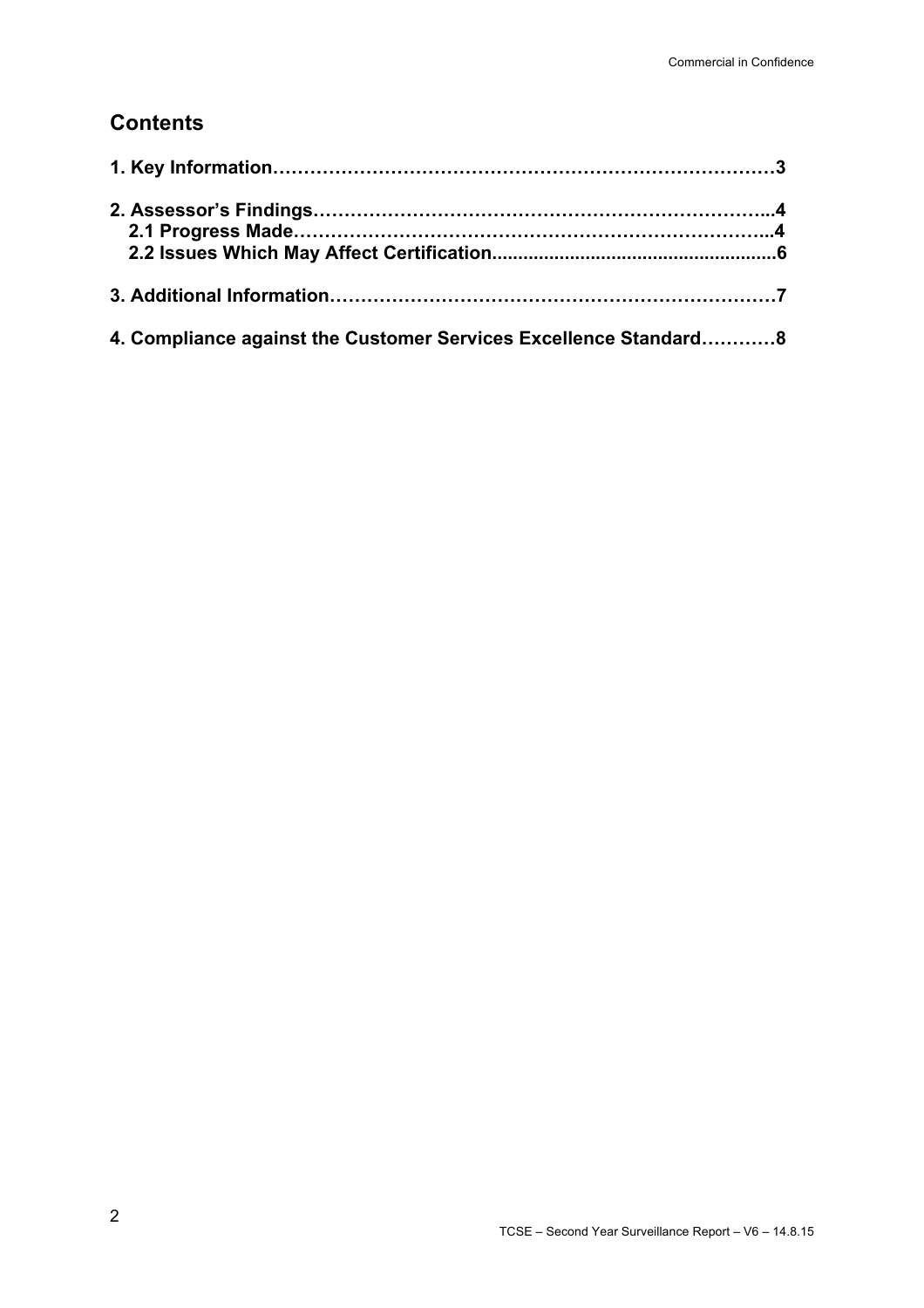## Contents

**1. Key Information……………………………………………………………………3**

**2. Assessor's Findings………………………………………………………………..4**
**2.1 Progress Made………………………………………………………………..4**
**2.2 Issues Which May Affect Certification....................................................6**

**3. Additional Information……………………………………………………………7**

**4. Compliance against the Customer Services Excellence Standard…………8**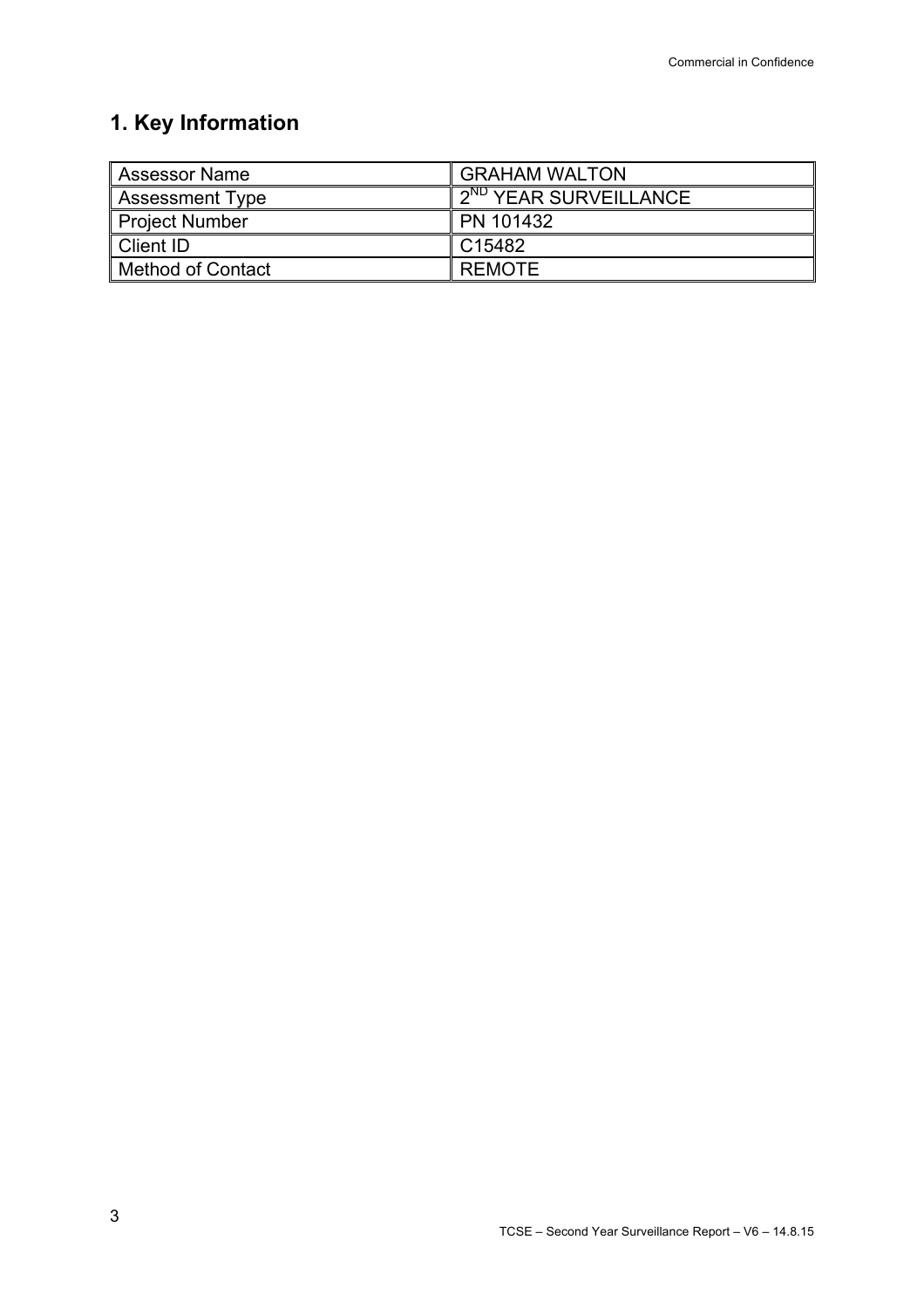## 1. Key Information

| Assessor Name | GRAHAM WALTON |
|---|---|
| Assessment Type | 2ND YEAR SURVEILLANCE |
| Project Number | PN 101432 |
| Client ID | C15482 |
| Method of Contact | REMOTE |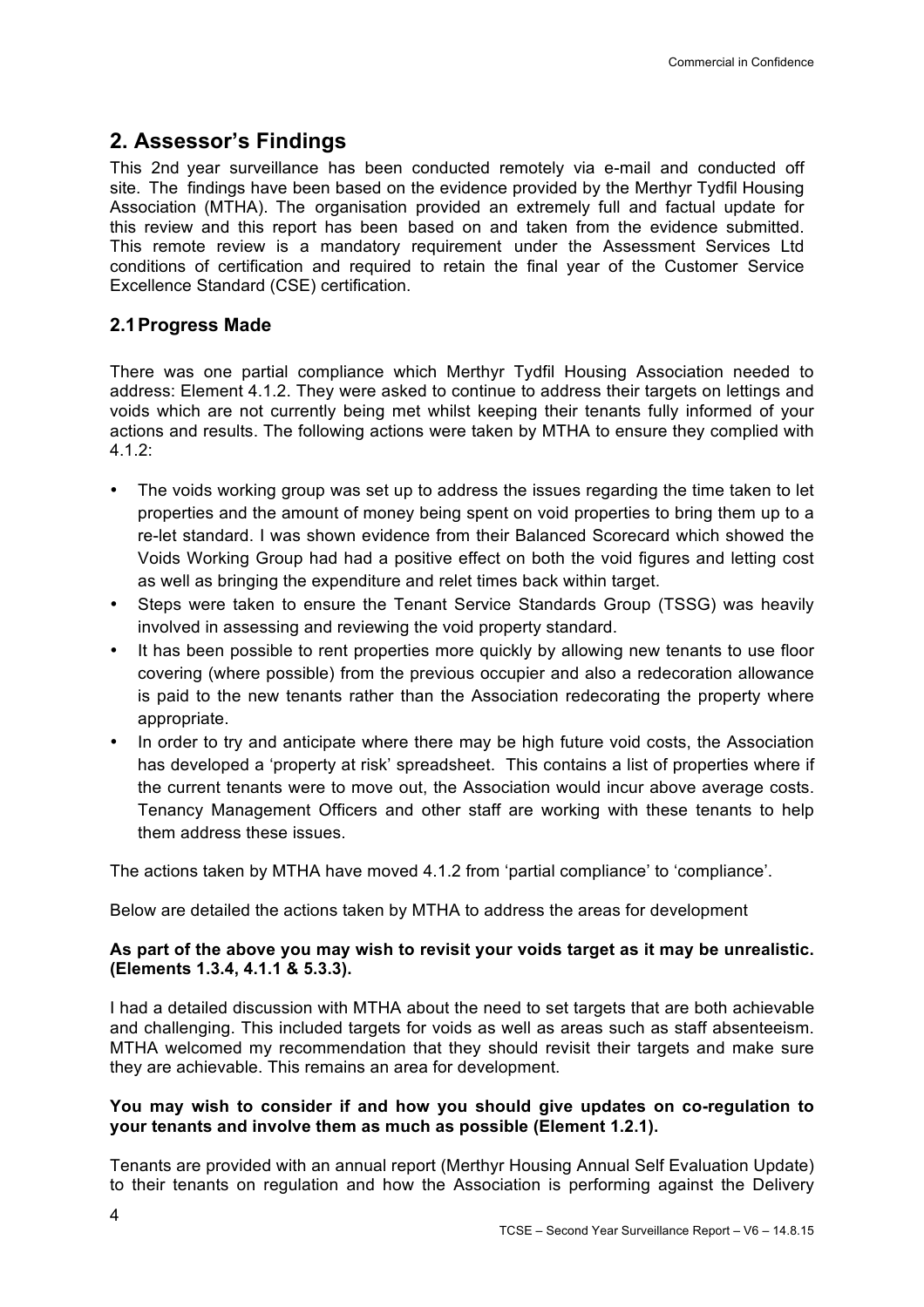## 2. Assessor's Findings

This 2nd year surveillance has been conducted remotely via e-mail and conducted off site. The findings have been based on the evidence provided by the Merthyr Tydfil Housing Association (MTHA). The organisation provided an extremely full and factual update for this review and this report has been based on and taken from the evidence submitted. This remote review is a mandatory requirement under the Assessment Services Ltd conditions of certification and required to retain the final year of the Customer Service Excellence Standard (CSE) certification.

### 2.1 Progress Made

There was one partial compliance which Merthyr Tydfil Housing Association needed to address: Element 4.1.2. They were asked to continue to address their targets on lettings and voids which are not currently being met whilst keeping their tenants fully informed of your actions and results. The following actions were taken by MTHA to ensure they complied with 4.1.2:

- The voids working group was set up to address the issues regarding the time taken to let properties and the amount of money being spent on void properties to bring them up to a re-let standard. I was shown evidence from their Balanced Scorecard which showed the Voids Working Group had had a positive effect on both the void figures and letting cost as well as bringing the expenditure and relet times back within target.
- Steps were taken to ensure the Tenant Service Standards Group (TSSG) was heavily involved in assessing and reviewing the void property standard.
- It has been possible to rent properties more quickly by allowing new tenants to use floor covering (where possible) from the previous occupier and also a redecoration allowance is paid to the new tenants rather than the Association redecorating the property where appropriate.
- In order to try and anticipate where there may be high future void costs, the Association has developed a 'property at risk' spreadsheet. This contains a list of properties where if the current tenants were to move out, the Association would incur above average costs. Tenancy Management Officers and other staff are working with these tenants to help them address these issues.

The actions taken by MTHA have moved 4.1.2 from 'partial compliance' to 'compliance'.

Below are detailed the actions taken by MTHA to address the areas for development

**As part of the above you may wish to revisit your voids target as it may be unrealistic. (Elements 1.3.4, 4.1.1 & 5.3.3).**

I had a detailed discussion with MTHA about the need to set targets that are both achievable and challenging. This included targets for voids as well as areas such as staff absenteeism. MTHA welcomed my recommendation that they should revisit their targets and make sure they are achievable. This remains an area for development.

**You may wish to consider if and how you should give updates on co-regulation to your tenants and involve them as much as possible (Element 1.2.1).**

Tenants are provided with an annual report (Merthyr Housing Annual Self Evaluation Update) to their tenants on regulation and how the Association is performing against the Delivery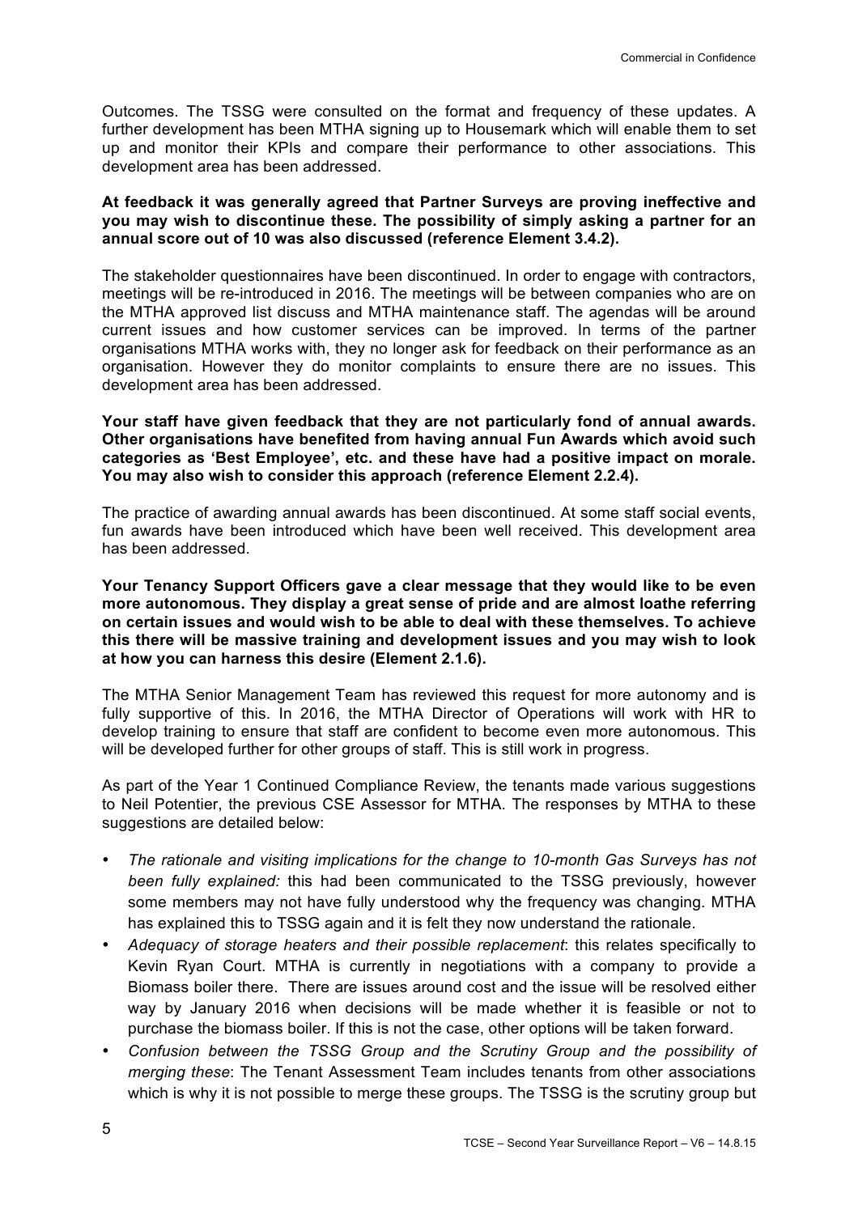Outcomes. The TSSG were consulted on the format and frequency of these updates. A further development has been MTHA signing up to Housemark which will enable them to set up and monitor their KPIs and compare their performance to other associations. This development area has been addressed.

**At feedback it was generally agreed that Partner Surveys are proving ineffective and you may wish to discontinue these. The possibility of simply asking a partner for an annual score out of 10 was also discussed (reference Element 3.4.2).**

The stakeholder questionnaires have been discontinued. In order to engage with contractors, meetings will be re-introduced in 2016. The meetings will be between companies who are on the MTHA approved list discuss and MTHA maintenance staff. The agendas will be around current issues and how customer services can be improved. In terms of the partner organisations MTHA works with, they no longer ask for feedback on their performance as an organisation. However they do monitor complaints to ensure there are no issues. This development area has been addressed.

**Your staff have given feedback that they are not particularly fond of annual awards. Other organisations have benefited from having annual Fun Awards which avoid such categories as 'Best Employee', etc. and these have had a positive impact on morale. You may also wish to consider this approach (reference Element 2.2.4).**

The practice of awarding annual awards has been discontinued. At some staff social events, fun awards have been introduced which have been well received. This development area has been addressed.

**Your Tenancy Support Officers gave a clear message that they would like to be even more autonomous. They display a great sense of pride and are almost loathe referring on certain issues and would wish to be able to deal with these themselves. To achieve this there will be massive training and development issues and you may wish to look at how you can harness this desire (Element 2.1.6).**

The MTHA Senior Management Team has reviewed this request for more autonomy and is fully supportive of this. In 2016, the MTHA Director of Operations will work with HR to develop training to ensure that staff are confident to become even more autonomous. This will be developed further for other groups of staff. This is still work in progress.

As part of the Year 1 Continued Compliance Review, the tenants made various suggestions to Neil Potentier, the previous CSE Assessor for MTHA. The responses by MTHA to these suggestions are detailed below:

- *The rationale and visiting implications for the change to 10-month Gas Surveys has not been fully explained:* this had been communicated to the TSSG previously, however some members may not have fully understood why the frequency was changing. MTHA has explained this to TSSG again and it is felt they now understand the rationale.
- *Adequacy of storage heaters and their possible replacement*: this relates specifically to Kevin Ryan Court. MTHA is currently in negotiations with a company to provide a Biomass boiler there. There are issues around cost and the issue will be resolved either way by January 2016 when decisions will be made whether it is feasible or not to purchase the biomass boiler. If this is not the case, other options will be taken forward.
- *Confusion between the TSSG Group and the Scrutiny Group and the possibility of merging these*: The Tenant Assessment Team includes tenants from other associations which is why it is not possible to merge these groups. The TSSG is the scrutiny group but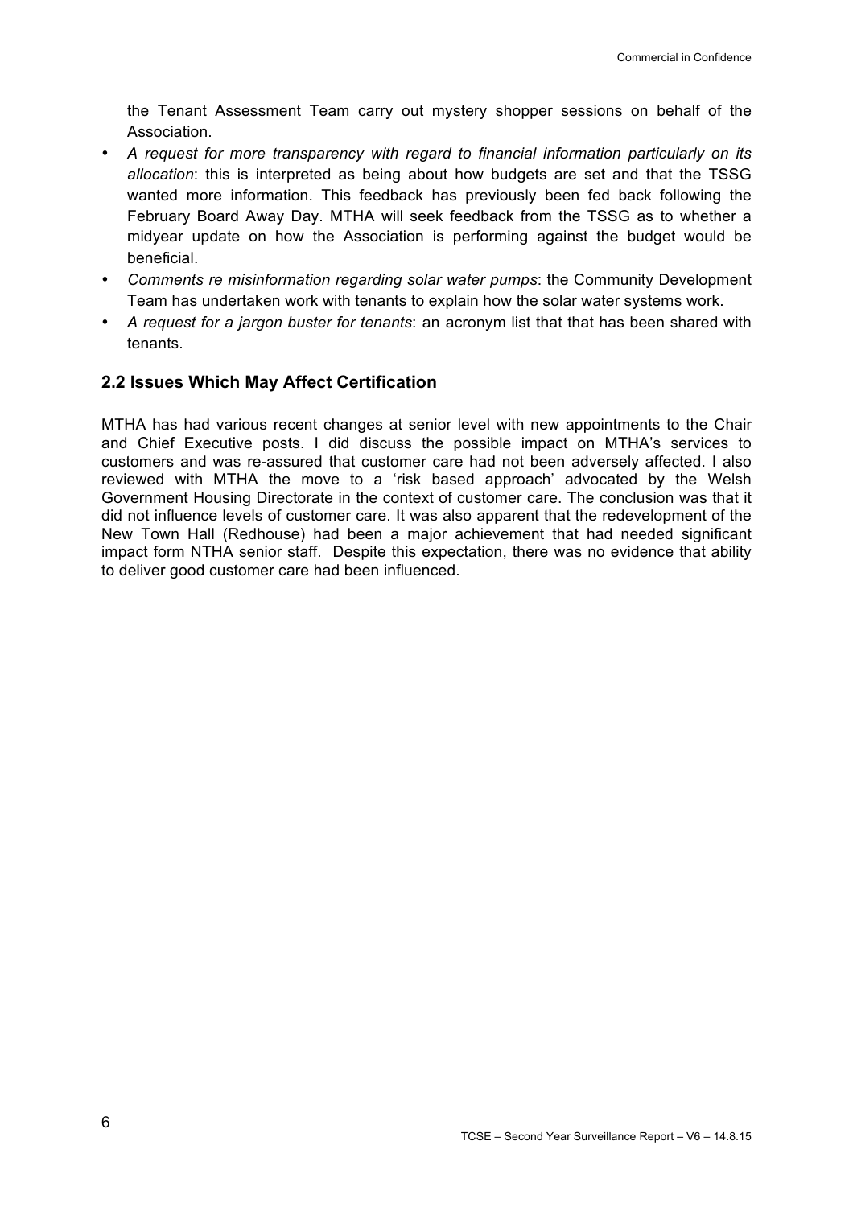the Tenant Assessment Team carry out mystery shopper sessions on behalf of the Association.

- *A request for more transparency with regard to financial information particularly on its allocation*: this is interpreted as being about how budgets are set and that the TSSG wanted more information. This feedback has previously been fed back following the February Board Away Day. MTHA will seek feedback from the TSSG as to whether a midyear update on how the Association is performing against the budget would be beneficial.
- *Comments re misinformation regarding solar water pumps*: the Community Development Team has undertaken work with tenants to explain how the solar water systems work.
- *A request for a jargon buster for tenants*: an acronym list that that has been shared with tenants.

## 2.2 Issues Which May Affect Certification

MTHA has had various recent changes at senior level with new appointments to the Chair and Chief Executive posts. I did discuss the possible impact on MTHA's services to customers and was re-assured that customer care had not been adversely affected. I also reviewed with MTHA the move to a 'risk based approach' advocated by the Welsh Government Housing Directorate in the context of customer care. The conclusion was that it did not influence levels of customer care. It was also apparent that the redevelopment of the New Town Hall (Redhouse) had been a major achievement that had needed significant impact form NTHA senior staff. Despite this expectation, there was no evidence that ability to deliver good customer care had been influenced.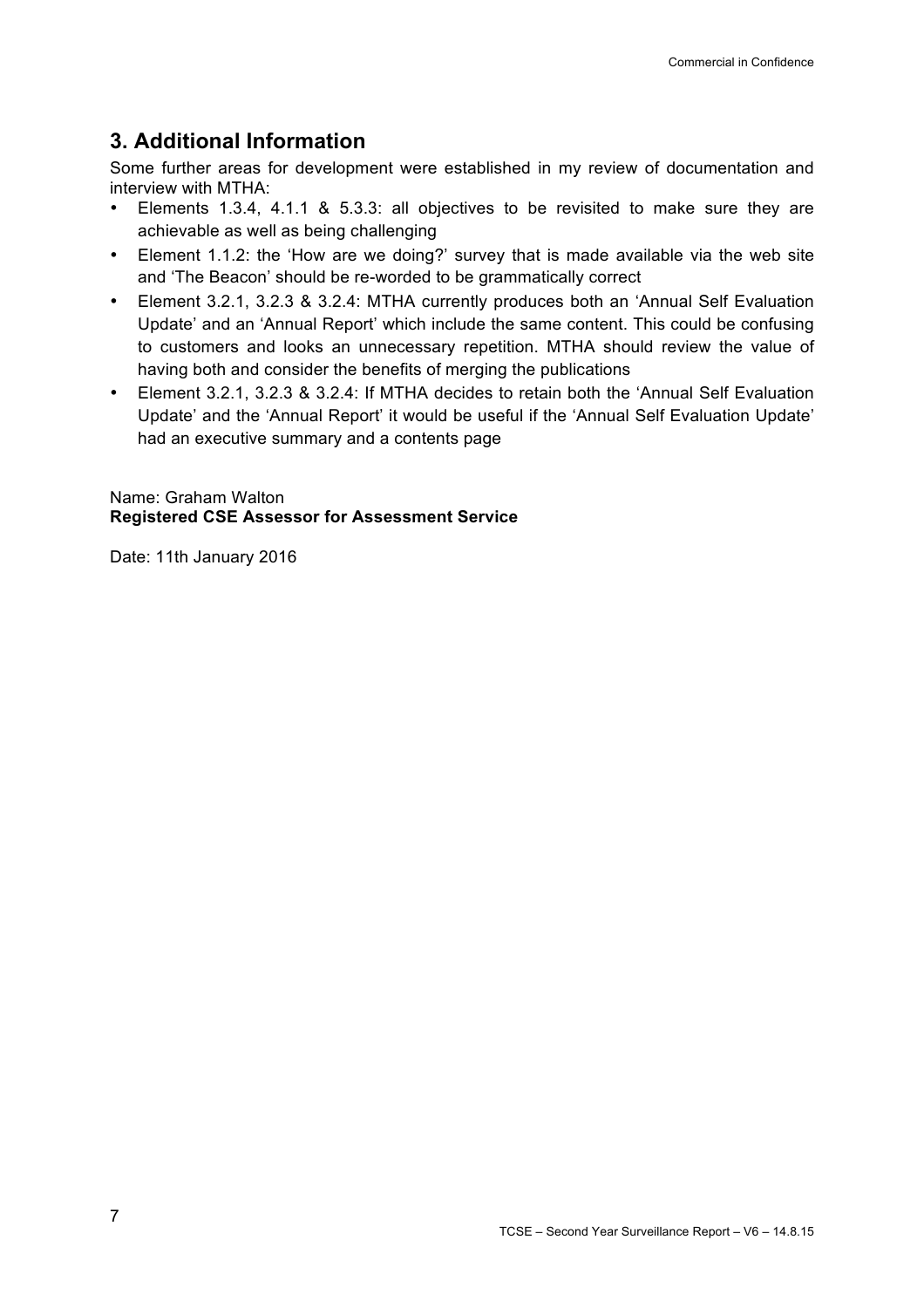## 3. Additional Information

Some further areas for development were established in my review of documentation and interview with MTHA:

- Elements 1.3.4, 4.1.1 & 5.3.3: all objectives to be revisited to make sure they are achievable as well as being challenging
- Element 1.1.2: the 'How are we doing?' survey that is made available via the web site and 'The Beacon' should be re-worded to be grammatically correct
- Element 3.2.1, 3.2.3 & 3.2.4: MTHA currently produces both an 'Annual Self Evaluation Update' and an 'Annual Report' which include the same content. This could be confusing to customers and looks an unnecessary repetition. MTHA should review the value of having both and consider the benefits of merging the publications
- Element 3.2.1, 3.2.3 & 3.2.4: If MTHA decides to retain both the 'Annual Self Evaluation Update' and the 'Annual Report' it would be useful if the 'Annual Self Evaluation Update' had an executive summary and a contents page

Name: Graham Walton
**Registered CSE Assessor for Assessment Service**

Date: 11th January 2016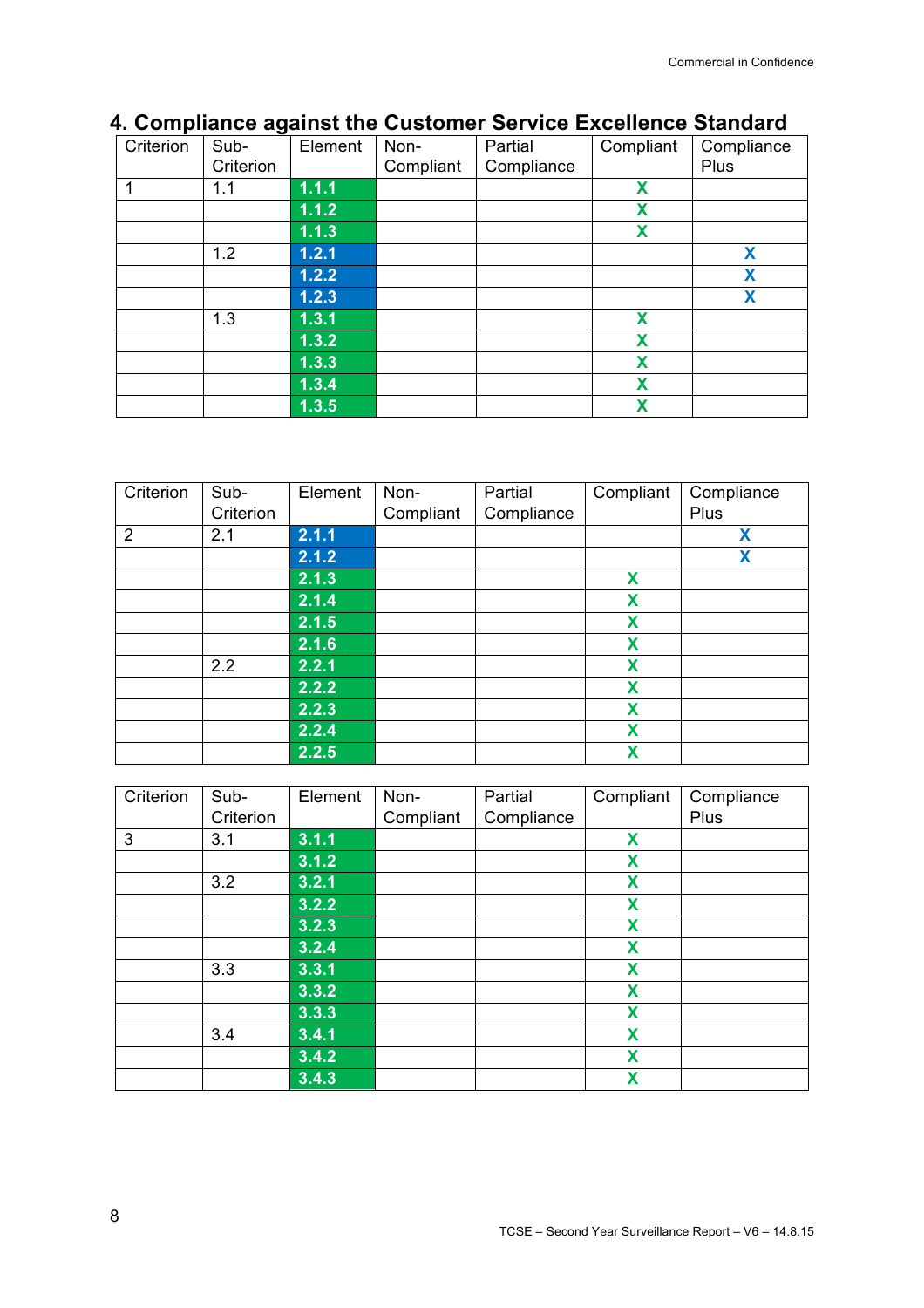## 4. Compliance against the Customer Service Excellence Standard

| Criterion | Sub-Criterion | Element | Non-Compliant | Partial Compliance | Compliant | Compliance Plus |
|---|---|---|---|---|---|---|
| 1 | 1.1 | 1.1.1 | | | X | |
| | | 1.1.2 | | | X | |
| | | 1.1.3 | | | X | |
| | 1.2 | 1.2.1 | | | | X |
| | | 1.2.2 | | | | X |
| | | 1.2.3 | | | | X |
| | 1.3 | 1.3.1 | | | X | |
| | | 1.3.2 | | | X | |
| | | 1.3.3 | | | X | |
| | | 1.3.4 | | | X | |
| | | 1.3.5 | | | X | |

| Criterion | Sub-Criterion | Element | Non-Compliant | Partial Compliance | Compliant | Compliance Plus |
|---|---|---|---|---|---|---|
| 2 | 2.1 | 2.1.1 | | | | X |
| | | 2.1.2 | | | | X |
| | | 2.1.3 | | | X | |
| | | 2.1.4 | | | X | |
| | | 2.1.5 | | | X | |
| | | 2.1.6 | | | X | |
| | 2.2 | 2.2.1 | | | X | |
| | | 2.2.2 | | | X | |
| | | 2.2.3 | | | X | |
| | | 2.2.4 | | | X | |
| | | 2.2.5 | | | X | |

| Criterion | Sub-Criterion | Element | Non-Compliant | Partial Compliance | Compliant | Compliance Plus |
|---|---|---|---|---|---|---|
| 3 | 3.1 | 3.1.1 | | | X | |
| | | 3.1.2 | | | X | |
| | 3.2 | 3.2.1 | | | X | |
| | | 3.2.2 | | | X | |
| | | 3.2.3 | | | X | |
| | | 3.2.4 | | | X | |
| | 3.3 | 3.3.1 | | | X | |
| | | 3.3.2 | | | X | |
| | | 3.3.3 | | | X | |
| | 3.4 | 3.4.1 | | | X | |
| | | 3.4.2 | | | X | |
| | | 3.4.3 | | | X | |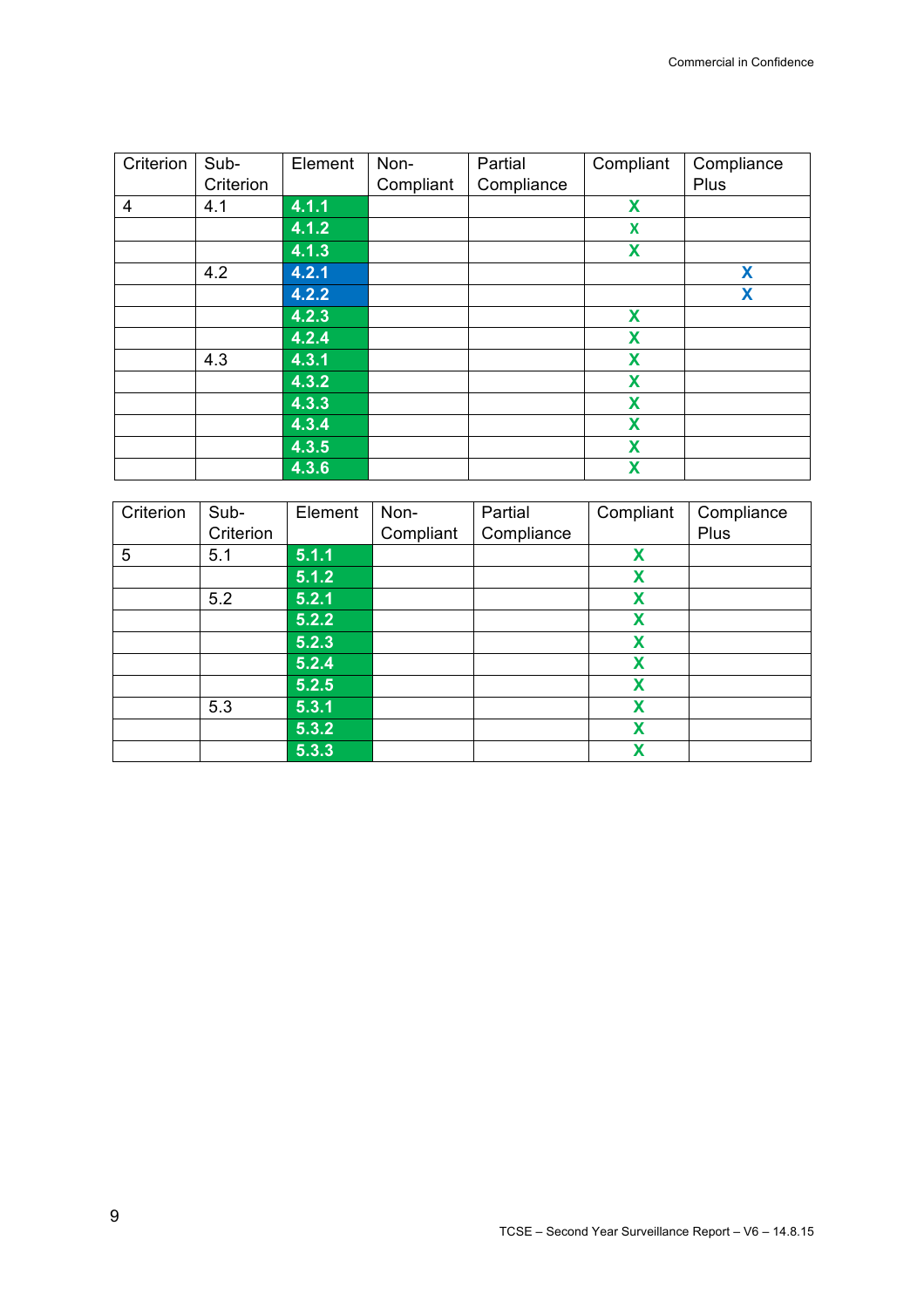| Criterion | Sub-Criterion | Element | Non-Compliant | Partial Compliance | Compliant | Compliance Plus |
|---|---|---|---|---|---|---|
| 4 | 4.1 | 4.1.1 | | | X | |
| | | 4.1.2 | | | X | |
| | | 4.1.3 | | | X | |
| | 4.2 | 4.2.1 | | | | X |
| | | 4.2.2 | | | | X |
| | | 4.2.3 | | | X | |
| | | 4.2.4 | | | X | |
| | 4.3 | 4.3.1 | | | X | |
| | | 4.3.2 | | | X | |
| | | 4.3.3 | | | X | |
| | | 4.3.4 | | | X | |
| | | 4.3.5 | | | X | |
| | | 4.3.6 | | | X | |

| Criterion | Sub-Criterion | Element | Non-Compliant | Partial Compliance | Compliant | Compliance Plus |
|---|---|---|---|---|---|---|
| 5 | 5.1 | 5.1.1 | | | X | |
| | | 5.1.2 | | | X | |
| | 5.2 | 5.2.1 | | | X | |
| | | 5.2.2 | | | X | |
| | | 5.2.3 | | | X | |
| | | 5.2.4 | | | X | |
| | | 5.2.5 | | | X | |
| | 5.3 | 5.3.1 | | | X | |
| | | 5.3.2 | | | X | |
| | | 5.3.3 | | | X | |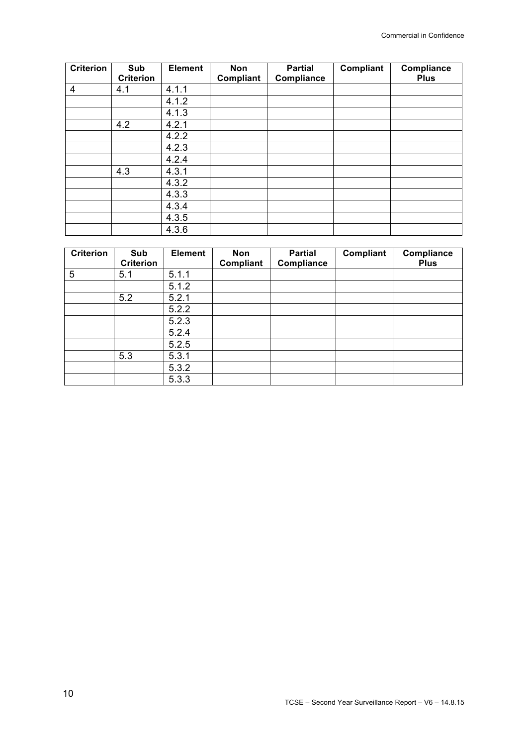| Criterion | Sub Criterion | Element | Non Compliant | Partial Compliance | Compliant | Compliance Plus |
|---|---|---|---|---|---|---|
| 4 | 4.1 | 4.1.1 | | | | |
| | | 4.1.2 | | | | |
| | | 4.1.3 | | | | |
| | 4.2 | 4.2.1 | | | | |
| | | 4.2.2 | | | | |
| | | 4.2.3 | | | | |
| | | 4.2.4 | | | | |
| | 4.3 | 4.3.1 | | | | |
| | | 4.3.2 | | | | |
| | | 4.3.3 | | | | |
| | | 4.3.4 | | | | |
| | | 4.3.5 | | | | |
| | | 4.3.6 | | | | |

| Criterion | Sub Criterion | Element | Non Compliant | Partial Compliance | Compliant | Compliance Plus |
|---|---|---|---|---|---|---|
| 5 | 5.1 | 5.1.1 | | | | |
| | | 5.1.2 | | | | |
| | 5.2 | 5.2.1 | | | | |
| | | 5.2.2 | | | | |
| | | 5.2.3 | | | | |
| | | 5.2.4 | | | | |
| | | 5.2.5 | | | | |
| | 5.3 | 5.3.1 | | | | |
| | | 5.3.2 | | | | |
| | | 5.3.3 | | | | |